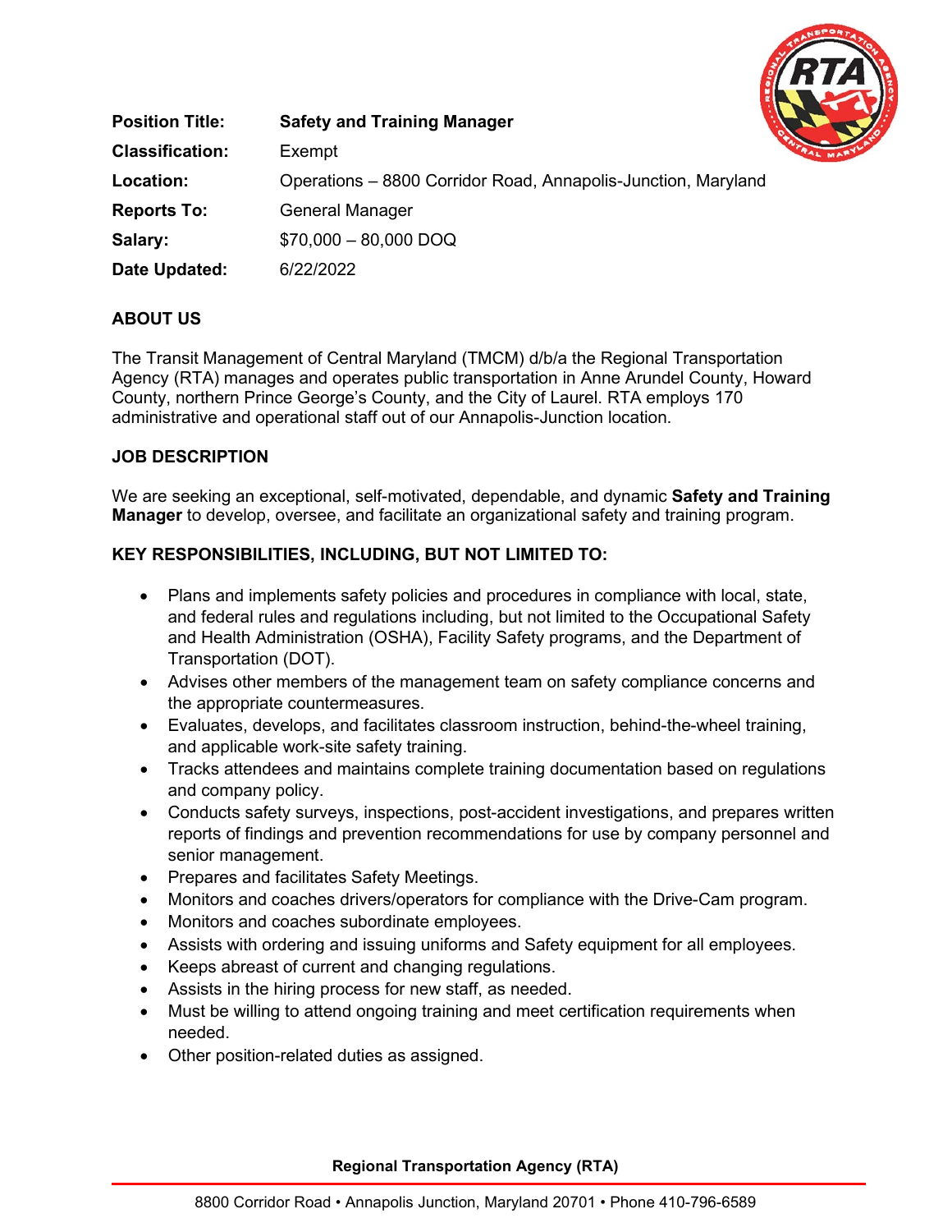**Position Title:** **Safety and Training Manager**

**Classification:** Exempt

**Location:** Operations – 8800 Corridor Road, Annapolis-Junction, Maryland

**Reports To:** General Manager

**Salary:** $70,000 – 80,000 DOQ

**Date Updated:** 6/22/2022

## ABOUT US

The Transit Management of Central Maryland (TMCM) d/b/a the Regional Transportation Agency (RTA) manages and operates public transportation in Anne Arundel County, Howard County, northern Prince George's County, and the City of Laurel. RTA employs 170 administrative and operational staff out of our Annapolis-Junction location.

## JOB DESCRIPTION

We are seeking an exceptional, self-motivated, dependable, and dynamic **Safety and Training Manager** to develop, oversee, and facilitate an organizational safety and training program.

## KEY RESPONSIBILITIES, INCLUDING, BUT NOT LIMITED TO:

- Plans and implements safety policies and procedures in compliance with local, state, and federal rules and regulations including, but not limited to the Occupational Safety and Health Administration (OSHA), Facility Safety programs, and the Department of Transportation (DOT).
- Advises other members of the management team on safety compliance concerns and the appropriate countermeasures.
- Evaluates, develops, and facilitates classroom instruction, behind-the-wheel training, and applicable work-site safety training.
- Tracks attendees and maintains complete training documentation based on regulations and company policy.
- Conducts safety surveys, inspections, post-accident investigations, and prepares written reports of findings and prevention recommendations for use by company personnel and senior management.
- Prepares and facilitates Safety Meetings.
- Monitors and coaches drivers/operators for compliance with the Drive-Cam program.
- Monitors and coaches subordinate employees.
- Assists with ordering and issuing uniforms and Safety equipment for all employees.
- Keeps abreast of current and changing regulations.
- Assists in the hiring process for new staff, as needed.
- Must be willing to attend ongoing training and meet certification requirements when needed.
- Other position-related duties as assigned.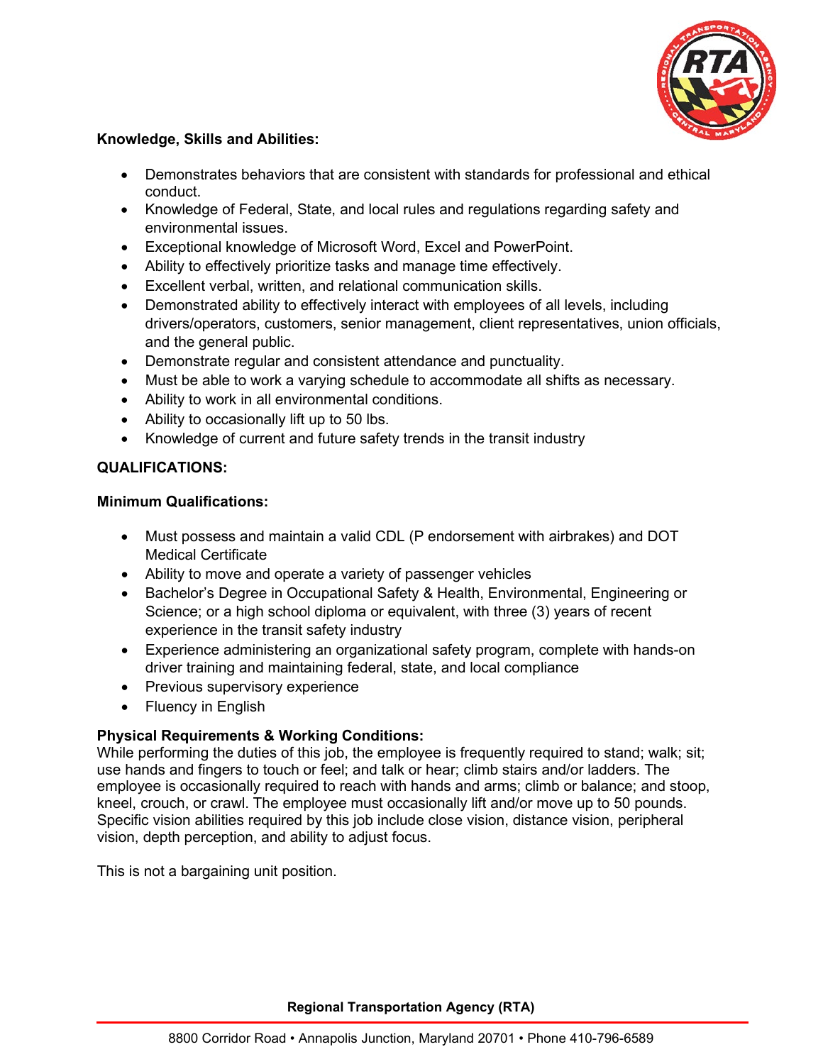**Knowledge, Skills and Abilities:**

- Demonstrates behaviors that are consistent with standards for professional and ethical conduct.
- Knowledge of Federal, State, and local rules and regulations regarding safety and environmental issues.
- Exceptional knowledge of Microsoft Word, Excel and PowerPoint.
- Ability to effectively prioritize tasks and manage time effectively.
- Excellent verbal, written, and relational communication skills.
- Demonstrated ability to effectively interact with employees of all levels, including drivers/operators, customers, senior management, client representatives, union officials, and the general public.
- Demonstrate regular and consistent attendance and punctuality.
- Must be able to work a varying schedule to accommodate all shifts as necessary.
- Ability to work in all environmental conditions.
- Ability to occasionally lift up to 50 lbs.
- Knowledge of current and future safety trends in the transit industry

**QUALIFICATIONS:**

**Minimum Qualifications:**

- Must possess and maintain a valid CDL (P endorsement with airbrakes) and DOT Medical Certificate
- Ability to move and operate a variety of passenger vehicles
- Bachelor's Degree in Occupational Safety & Health, Environmental, Engineering or Science; or a high school diploma or equivalent, with three (3) years of recent experience in the transit safety industry
- Experience administering an organizational safety program, complete with hands-on driver training and maintaining federal, state, and local compliance
- Previous supervisory experience
- Fluency in English

**Physical Requirements & Working Conditions:**
While performing the duties of this job, the employee is frequently required to stand; walk; sit; use hands and fingers to touch or feel; and talk or hear; climb stairs and/or ladders. The employee is occasionally required to reach with hands and arms; climb or balance; and stoop, kneel, crouch, or crawl. The employee must occasionally lift and/or move up to 50 pounds. Specific vision abilities required by this job include close vision, distance vision, peripheral vision, depth perception, and ability to adjust focus.

This is not a bargaining unit position.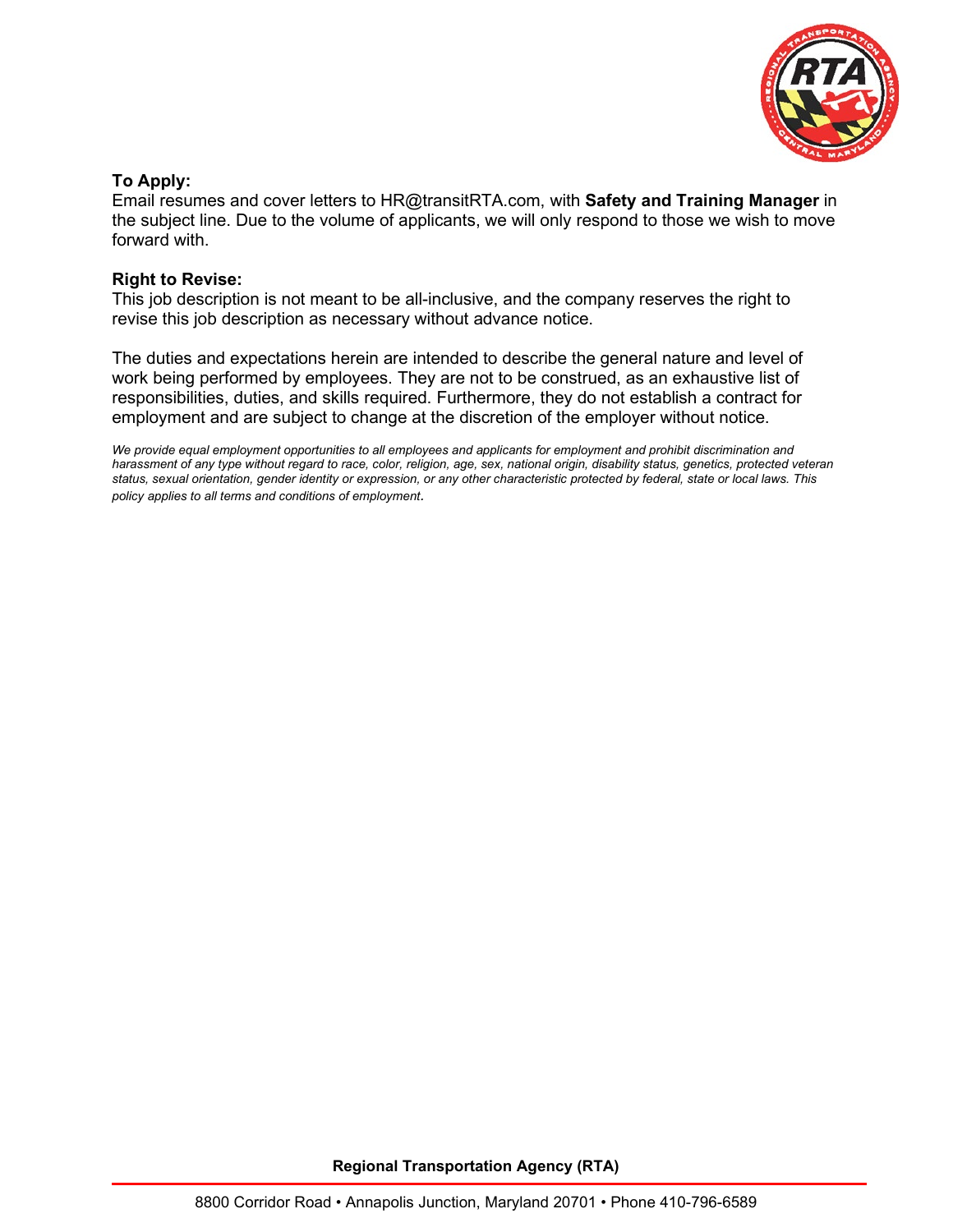**To Apply:**
Email resumes and cover letters to HR@transitRTA.com, with **Safety and Training Manager** in the subject line. Due to the volume of applicants, we will only respond to those we wish to move forward with.

**Right to Revise:**
This job description is not meant to be all-inclusive, and the company reserves the right to revise this job description as necessary without advance notice.

The duties and expectations herein are intended to describe the general nature and level of work being performed by employees. They are not to be construed, as an exhaustive list of responsibilities, duties, and skills required. Furthermore, they do not establish a contract for employment and are subject to change at the discretion of the employer without notice.

*We provide equal employment opportunities to all employees and applicants for employment and prohibit discrimination and harassment of any type without regard to race, color, religion, age, sex, national origin, disability status, genetics, protected veteran status, sexual orientation, gender identity or expression, or any other characteristic protected by federal, state or local laws. This policy applies to all terms and conditions of employment.*